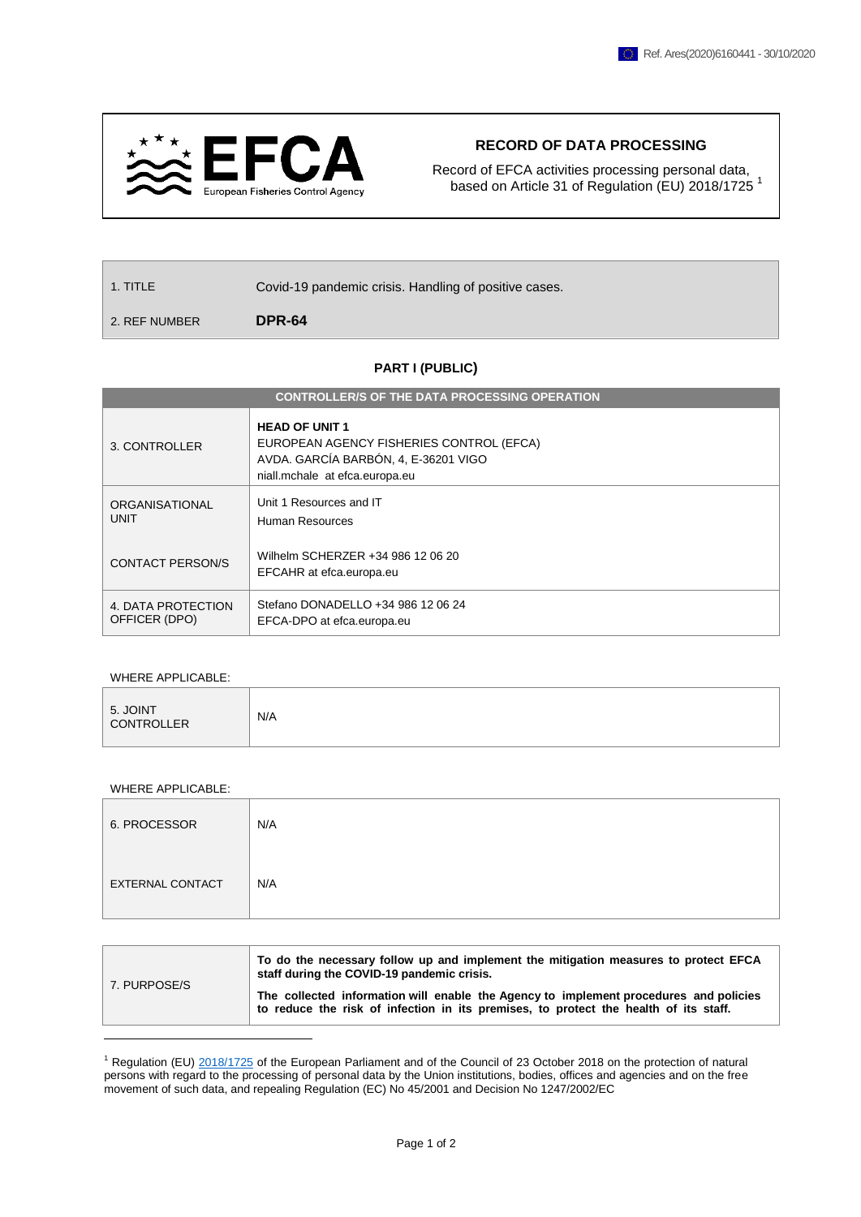Ref. Ares(2020)6160441 - 30/10/2020

EFCA
European Fisheries Control Agency

# RECORD OF DATA PROCESSING

Record of EFCA activities processing personal data, based on Article 31 of Regulation (EU) 2018/1725 [1]

| | |
|---|---|
| 1. TITLE | Covid-19 pandemic crisis. Handling of positive cases. |
| 2. REF NUMBER | **DPR-64** |

## PART I (PUBLIC)

| CONTROLLER/S OF THE DATA PROCESSING OPERATION | |
|---|---|
| 3. CONTROLLER | **HEAD OF UNIT 1**<br>EUROPEAN AGENCY FISHERIES CONTROL (EFCA)<br>AVDA. GARCÍA BARBÓN, 4, E-36201 VIGO<br>niall.mchale at efca.europa.eu |
| ORGANISATIONAL UNIT<br><br>CONTACT PERSON/S | Unit 1 Resources and IT<br>Human Resources<br><br>Wilhelm SCHERZER +34 986 12 06 20<br>EFCAHR at efca.europa.eu |
| 4. DATA PROTECTION OFFICER (DPO) | Stefano DONADELLO +34 986 12 06 24<br>EFCA-DPO at efca.europa.eu |

WHERE APPLICABLE:

| | |
|---|---|
| 5. JOINT CONTROLLER | N/A |

WHERE APPLICABLE:

| | |
|---|---|
| 6. PROCESSOR | N/A |
| EXTERNAL CONTACT | N/A |

| | |
|---|---|
| 7. PURPOSE/S | **To do the necessary follow up and implement the mitigation measures to protect EFCA staff during the COVID-19 pandemic crisis.**<br><br>**The collected information will enable the Agency to implement procedures and policies to reduce the risk of infection in its premises, to protect the health of its staff.** |

[1] Regulation (EU) 2018/1725 of the European Parliament and of the Council of 23 October 2018 on the protection of natural persons with regard to the processing of personal data by the Union institutions, bodies, offices and agencies and on the free movement of such data, and repealing Regulation (EC) No 45/2001 and Decision No 1247/2002/EC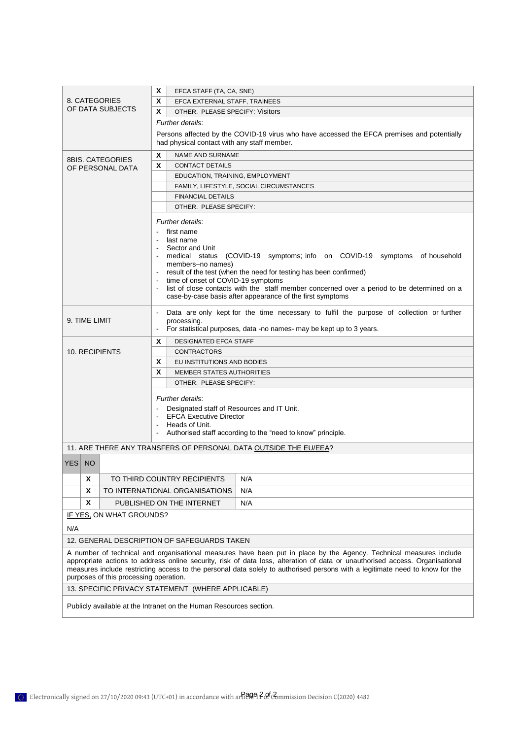| | | |
|---|---|---|
| 8. CATEGORIES OF DATA SUBJECTS | X | EFCA STAFF (TA, CA, SNE) |
| | X | EFCA EXTERNAL STAFF, TRAINEES |
| | X | OTHER. PLEASE SPECIFY: Visitors |
| | *Further details*: Persons affected by the COVID-19 virus who have accessed the EFCA premises and potentially had physical contact with any staff member. | |
| 8BIS. CATEGORIES OF PERSONAL DATA | X | NAME AND SURNAME |
| | X | CONTACT DETAILS |
| | | EDUCATION, TRAINING, EMPLOYMENT |
| | | FAMILY, LIFESTYLE, SOCIAL CIRCUMSTANCES |
| | | FINANCIAL DETAILS |
| | | OTHER. PLEASE SPECIFY: |
| | *Further details*: - first name - last name - Sector and Unit - medical status (COVID-19 symptoms; info on COVID-19 symptoms of household members–no names) - result of the test (when the need for testing has been confirmed) - time of onset of COVID-19 symptoms - list of close contacts with the staff member concerned over a period to be determined on a case-by-case basis after appearance of the first symptoms | |
| 9. TIME LIMIT | - Data are only kept for the time necessary to fulfil the purpose of collection or further processing. - For statistical purposes, data -no names- may be kept up to 3 years. | |
| 10. RECIPIENTS | X | DESIGNATED EFCA STAFF |
| | | CONTRACTORS |
| | X | EU INSTITUTIONS AND BODIES |
| | X | MEMBER STATES AUTHORITIES |
| | | OTHER. PLEASE SPECIFY: |
| | *Further details*: - Designated staff of Resources and IT Unit. - EFCA Executive Director - Heads of Unit. - Authorised staff according to the "need to know" principle. | |

11. ARE THERE ANY TRANSFERS OF PERSONAL DATA OUTSIDE THE EU/EEA?

| YES | NO | | |
|---|---|---|---|
| | X | TO THIRD COUNTRY RECIPIENTS | N/A |
| | X | TO INTERNATIONAL ORGANISATIONS | N/A |
| | X | PUBLISHED ON THE INTERNET | N/A |

IF YES, ON WHAT GROUNDS?

N/A

12. GENERAL DESCRIPTION OF SAFEGUARDS TAKEN

A number of technical and organisational measures have been put in place by the Agency. Technical measures include appropriate actions to address online security, risk of data loss, alteration of data or unauthorised access. Organisational measures include restricting access to the personal data solely to authorised persons with a legitimate need to know for the purposes of this processing operation.

13. SPECIFIC PRIVACY STATEMENT (WHERE APPLICABLE)

Publicly available at the Intranet on the Human Resources section.

Electronically signed on 27/10/2020 09:43 (UTC+01) in accordance with article 11 of Commission Decision C(2020) 4482